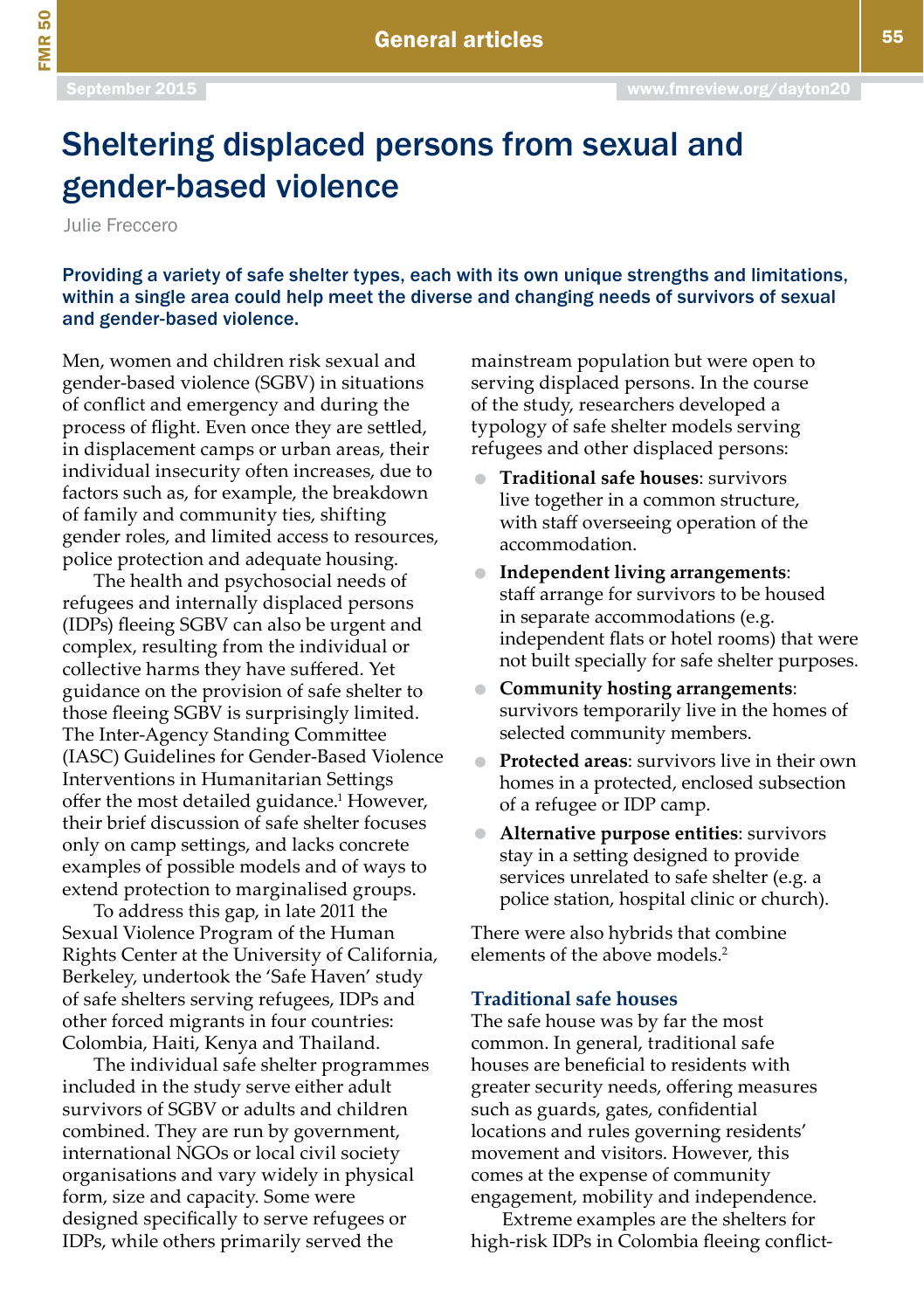# Sheltering displaced persons from sexual and gender-based violence

Julie Freccero

**Providing a variety of safe shelter types, each with its own unique strengths and limitations, within a single area could help meet the diverse and changing needs of survivors of sexual and gender-based violence.**

Men, women and children risk sexual and gender-based violence (SGBV) in situations of conflict and emergency and during the process of flight. Even once they are settled, in displacement camps or urban areas, their individual insecurity often increases, due to factors such as, for example, the breakdown of family and community ties, shifting gender roles, and limited access to resources, police protection and adequate housing.

The health and psychosocial needs of refugees and internally displaced persons (IDPs) fleeing SGBV can also be urgent and complex, resulting from the individual or collective harms they have suffered. Yet guidance on the provision of safe shelter to those fleeing SGBV is surprisingly limited. The Inter-Agency Standing Committee (IASC) Guidelines for Gender-Based Violence Interventions in Humanitarian Settings offer the most detailed guidance.[1] However, their brief discussion of safe shelter focuses only on camp settings, and lacks concrete examples of possible models and of ways to extend protection to marginalised groups.

To address this gap, in late 2011 the Sexual Violence Program of the Human Rights Center at the University of California, Berkeley, undertook the 'Safe Haven' study of safe shelters serving refugees, IDPs and other forced migrants in four countries: Colombia, Haiti, Kenya and Thailand.

The individual safe shelter programmes included in the study serve either adult survivors of SGBV or adults and children combined. They are run by government, international NGOs or local civil society organisations and vary widely in physical form, size and capacity. Some were designed specifically to serve refugees or IDPs, while others primarily served the mainstream population but were open to serving displaced persons. In the course of the study, researchers developed a typology of safe shelter models serving refugees and other displaced persons:

- **Traditional safe houses**: survivors live together in a common structure, with staff overseeing operation of the accommodation.
- **Independent living arrangements**: staff arrange for survivors to be housed in separate accommodations (e.g. independent flats or hotel rooms) that were not built specially for safe shelter purposes.
- **Community hosting arrangements**: survivors temporarily live in the homes of selected community members.
- **Protected areas**: survivors live in their own homes in a protected, enclosed subsection of a refugee or IDP camp.
- **Alternative purpose entities**: survivors stay in a setting designed to provide services unrelated to safe shelter (e.g. a police station, hospital clinic or church).

There were also hybrids that combine elements of the above models.[2]

## Traditional safe houses

The safe house was by far the most common. In general, traditional safe houses are beneficial to residents with greater security needs, offering measures such as guards, gates, confidential locations and rules governing residents' movement and visitors. However, this comes at the expense of community engagement, mobility and independence.

Extreme examples are the shelters for high-risk IDPs in Colombia fleeing conflict-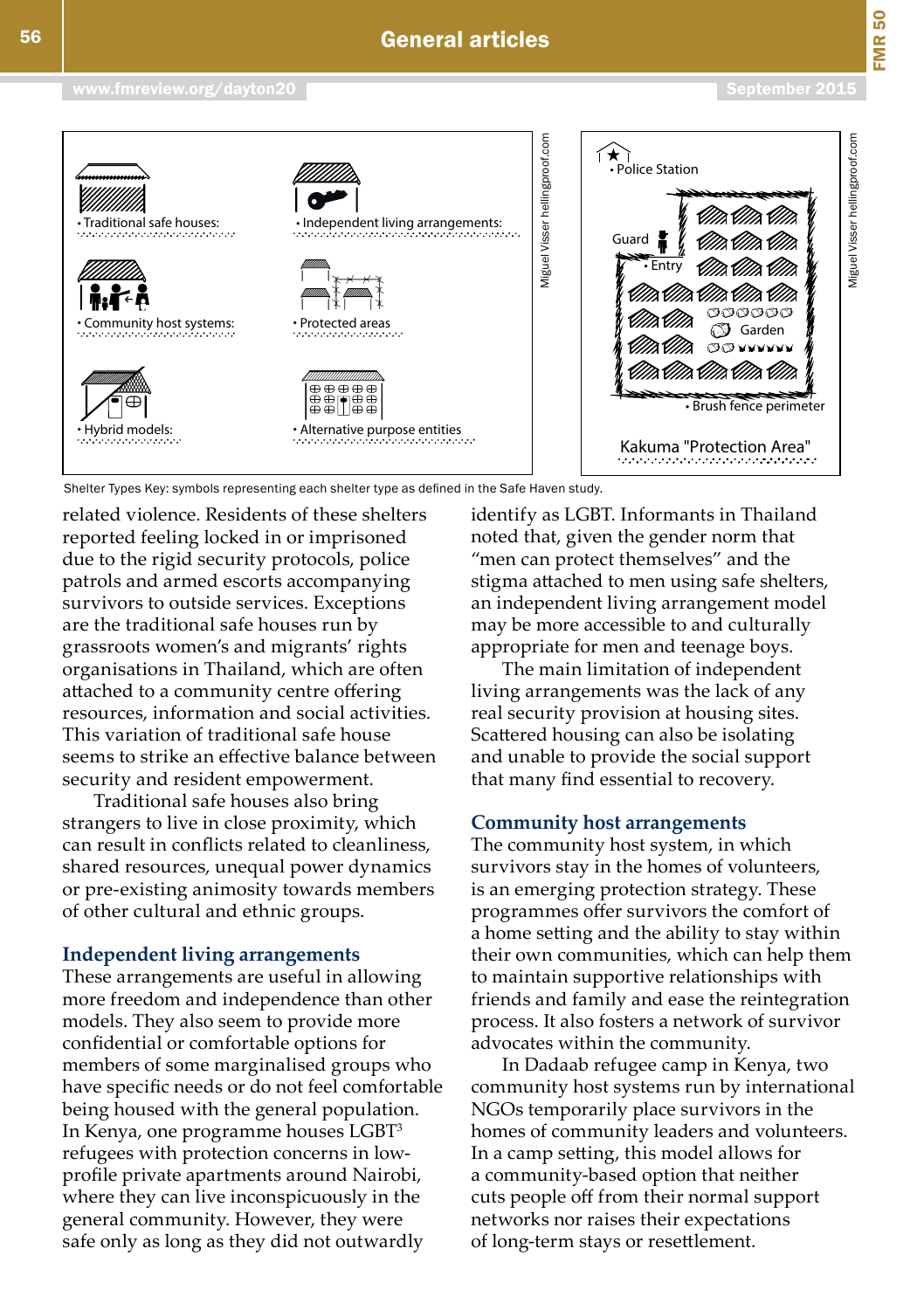Shelter Types Key: symbols representing each shelter type as defined in the Safe Haven study.

related violence. Residents of these shelters reported feeling locked in or imprisoned due to the rigid security protocols, police patrols and armed escorts accompanying survivors to outside services. Exceptions are the traditional safe houses run by grassroots women's and migrants' rights organisations in Thailand, which are often attached to a community centre offering resources, information and social activities. This variation of traditional safe house seems to strike an effective balance between security and resident empowerment.

Traditional safe houses also bring strangers to live in close proximity, which can result in conflicts related to cleanliness, shared resources, unequal power dynamics or pre-existing animosity towards members of other cultural and ethnic groups.

## Independent living arrangements

These arrangements are useful in allowing more freedom and independence than other models. They also seem to provide more confidential or comfortable options for members of some marginalised groups who have specific needs or do not feel comfortable being housed with the general population. In Kenya, one programme houses LGBT[3] refugees with protection concerns in low-profile private apartments around Nairobi, where they can live inconspicuously in the general community. However, they were safe only as long as they did not outwardly identify as LGBT. Informants in Thailand noted that, given the gender norm that "men can protect themselves" and the stigma attached to men using safe shelters, an independent living arrangement model may be more accessible to and culturally appropriate for men and teenage boys.

The main limitation of independent living arrangements was the lack of any real security provision at housing sites. Scattered housing can also be isolating and unable to provide the social support that many find essential to recovery.

## Community host arrangements

The community host system, in which survivors stay in the homes of volunteers, is an emerging protection strategy. These programmes offer survivors the comfort of a home setting and the ability to stay within their own communities, which can help them to maintain supportive relationships with friends and family and ease the reintegration process. It also fosters a network of survivor advocates within the community.

In Dadaab refugee camp in Kenya, two community host systems run by international NGOs temporarily place survivors in the homes of community leaders and volunteers. In a camp setting, this model allows for a community-based option that neither cuts people off from their normal support networks nor raises their expectations of long-term stays or resettlement.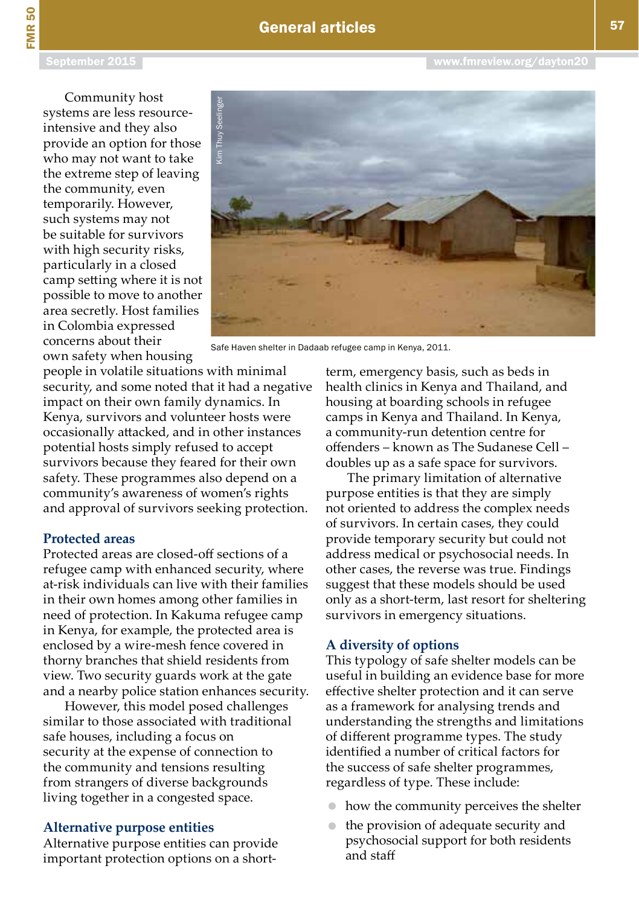Community host systems are less resource-intensive and they also provide an option for those who may not want to take the extreme step of leaving the community, even temporarily. However, such systems may not be suitable for survivors with high security risks, particularly in a closed camp setting where it is not possible to move to another area secretly. Host families in Colombia expressed concerns about their own safety when housing people in volatile situations with minimal security, and some noted that it had a negative impact on their own family dynamics. In Kenya, survivors and volunteer hosts were occasionally attacked, and in other instances potential hosts simply refused to accept survivors because they feared for their own safety. These programmes also depend on a community's awareness of women's rights and approval of survivors seeking protection.

Safe Haven shelter in Dadaab refugee camp in Kenya, 2011.

### Protected areas

Protected areas are closed-off sections of a refugee camp with enhanced security, where at-risk individuals can live with their families in their own homes among other families in need of protection. In Kakuma refugee camp in Kenya, for example, the protected area is enclosed by a wire-mesh fence covered in thorny branches that shield residents from view. Two security guards work at the gate and a nearby police station enhances security.

However, this model posed challenges similar to those associated with traditional safe houses, including a focus on security at the expense of connection to the community and tensions resulting from strangers of diverse backgrounds living together in a congested space.

### Alternative purpose entities

Alternative purpose entities can provide important protection options on a short-term, emergency basis, such as beds in health clinics in Kenya and Thailand, and housing at boarding schools in refugee camps in Kenya and Thailand. In Kenya, a community-run detention centre for offenders – known as The Sudanese Cell – doubles up as a safe space for survivors.

The primary limitation of alternative purpose entities is that they are simply not oriented to address the complex needs of survivors. In certain cases, they could provide temporary security but could not address medical or psychosocial needs. In other cases, the reverse was true. Findings suggest that these models should be used only as a short-term, last resort for sheltering survivors in emergency situations.

### A diversity of options

This typology of safe shelter models can be useful in building an evidence base for more effective shelter protection and it can serve as a framework for analysing trends and understanding the strengths and limitations of different programme types. The study identified a number of critical factors for the success of safe shelter programmes, regardless of type. These include:

- how the community perceives the shelter
- the provision of adequate security and psychosocial support for both residents and staff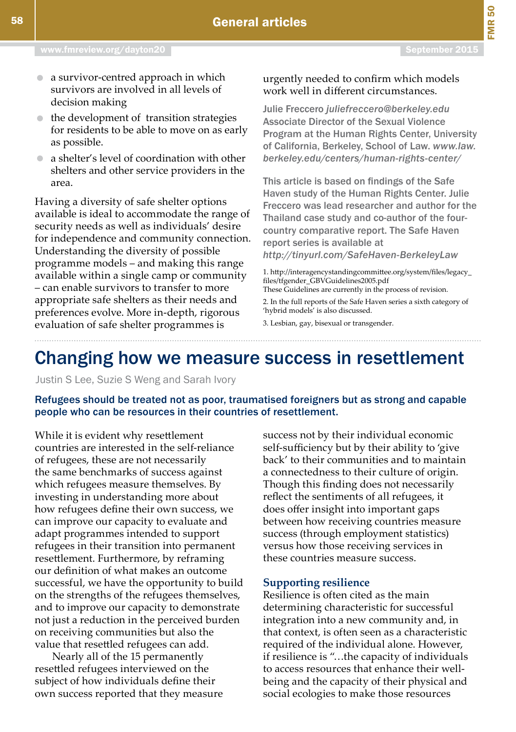- a survivor-centred approach in which survivors are involved in all levels of decision making
- the development of transition strategies for residents to be able to move on as early as possible.
- a shelter's level of coordination with other shelters and other service providers in the area.

Having a diversity of safe shelter options available is ideal to accommodate the range of security needs as well as individuals' desire for independence and community connection. Understanding the diversity of possible programme models – and making this range available within a single camp or community – can enable survivors to transfer to more appropriate safe shelters as their needs and preferences evolve. More in-depth, rigorous evaluation of safe shelter programmes is urgently needed to confirm which models work well in different circumstances.

Julie Freccero *juliefreccero@berkeley.edu*
Associate Director of the Sexual Violence Program at the Human Rights Center, University of California, Berkeley, School of Law. *www.law.berkeley.edu/centers/human-rights-center/*

This article is based on findings of the Safe Haven study of the Human Rights Center. Julie Freccero was lead researcher and author for the Thailand case study and co-author of the four-country comparative report. The Safe Haven report series is available at *http://tinyurl.com/SafeHaven-BerkeleyLaw*

1. http://interagencystandingcommittee.org/system/files/legacy_files/tfgender_GBVGuidelines2005.pdf
These Guidelines are currently in the process of revision.

2. In the full reports of the Safe Haven series a sixth category of 'hybrid models' is also discussed.

3. Lesbian, gay, bisexual or transgender.

# Changing how we measure success in resettlement

Justin S Lee, Suzie S Weng and Sarah Ivory

**Refugees should be treated not as poor, traumatised foreigners but as strong and capable people who can be resources in their countries of resettlement.**

While it is evident why resettlement countries are interested in the self-reliance of refugees, these are not necessarily the same benchmarks of success against which refugees measure themselves. By investing in understanding more about how refugees define their own success, we can improve our capacity to evaluate and adapt programmes intended to support refugees in their transition into permanent resettlement. Furthermore, by reframing our definition of what makes an outcome successful, we have the opportunity to build on the strengths of the refugees themselves, and to improve our capacity to demonstrate not just a reduction in the perceived burden on receiving communities but also the value that resettled refugees can add.

Nearly all of the 15 permanently resettled refugees interviewed on the subject of how individuals define their own success reported that they measure success not by their individual economic self-sufficiency but by their ability to 'give back' to their communities and to maintain a connectedness to their culture of origin. Though this finding does not necessarily reflect the sentiments of all refugees, it does offer insight into important gaps between how receiving countries measure success (through employment statistics) versus how those receiving services in these countries measure success.

## Supporting resilience

Resilience is often cited as the main determining characteristic for successful integration into a new community and, in that context, is often seen as a characteristic required of the individual alone. However, if resilience is "…the capacity of individuals to access resources that enhance their well-being and the capacity of their physical and social ecologies to make those resources